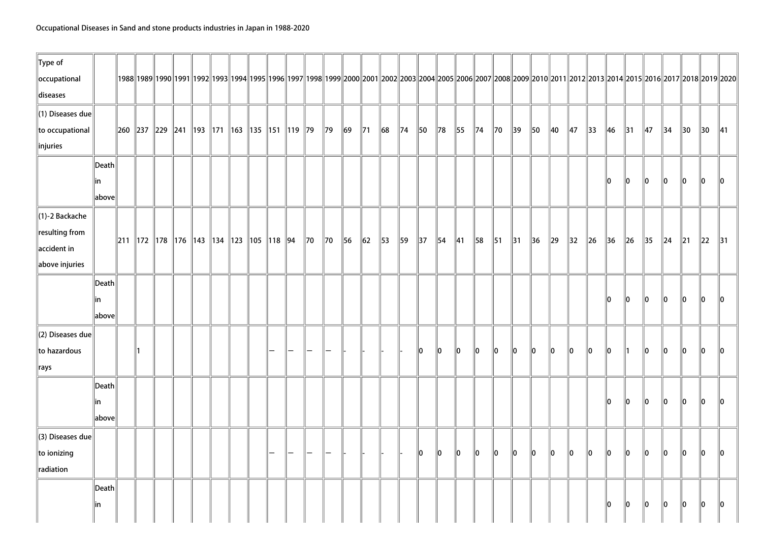Occupational Diseases in Sand and stone products industries in Japan in 1988-2020

| Type of occupational diseases | | 1988 | 1989 | 1990 | 1991 | 1992 | 1993 | 1994 | 1995 | 1996 | 1997 | 1998 | 1999 | 2000 | 2001 | 2002 | 2003 | 2004 | 2005 | 2006 | 2007 | 2008 | 2009 | 2010 | 2011 | 2012 | 2013 | 2014 | 2015 | 2016 | 2017 | 2018 | 2019 | 2020 |
|---|---|---|---|---|---|---|---|---|---|---|---|---|---|---|---|---|---|---|---|---|---|---|---|---|---|---|---|---|---|---|---|---|---|---|
| (1) Diseases due to occupational injuries | | 260 | 237 | 229 | 241 | 193 | 171 | 163 | 135 | 151 | 119 | 79 | 79 | 69 | 71 | 68 | 74 | 50 | 78 | 55 | 74 | 70 | 39 | 50 | 40 | 47 | 33 | 46 | 31 | 47 | 34 | 30 | 30 | 41 |
| | Death in above | | | | | | | | | | | | | | | | | | | | | | | | | | | 0 | 0 | 0 | 0 | 0 | 0 | 0 |
| (1)-2 Backache resulting from accident in above injuries | | 211 | 172 | 178 | 176 | 143 | 134 | 123 | 105 | 118 | 94 | 70 | 70 | 56 | 62 | 53 | 59 | 37 | 54 | 41 | 58 | 51 | 31 | 36 | 29 | 32 | 26 | 36 | 26 | 35 | 24 | 21 | 22 | 31 |
| | Death in above | | | | | | | | | | | | | | | | | | | | | | | | | | | 0 | 0 | 0 | 0 | 0 | 0 | 0 |
| (2) Diseases due to hazardous rays | | | 1 | | | | | | | — | — | — | — | - | - | - | - | 0 | 0 | 0 | 0 | 0 | 0 | 0 | 0 | 0 | 0 | 0 | 1 | 0 | 0 | 0 | 0 | 0 |
| | Death in above | | | | | | | | | | | | | | | | | | | | | | | | | | | 0 | 0 | 0 | 0 | 0 | 0 | 0 |
| (3) Diseases due to ionizing radiation | | | | | | | | | | — | — | — | — | - | - | - | - | 0 | 0 | 0 | 0 | 0 | 0 | 0 | 0 | 0 | 0 | 0 | 0 | 0 | 0 | 0 | 0 | 0 |
| | Death in | | | | | | | | | | | | | | | | | | | | | | | | | | | 0 | 0 | 0 | 0 | 0 | 0 | 0 |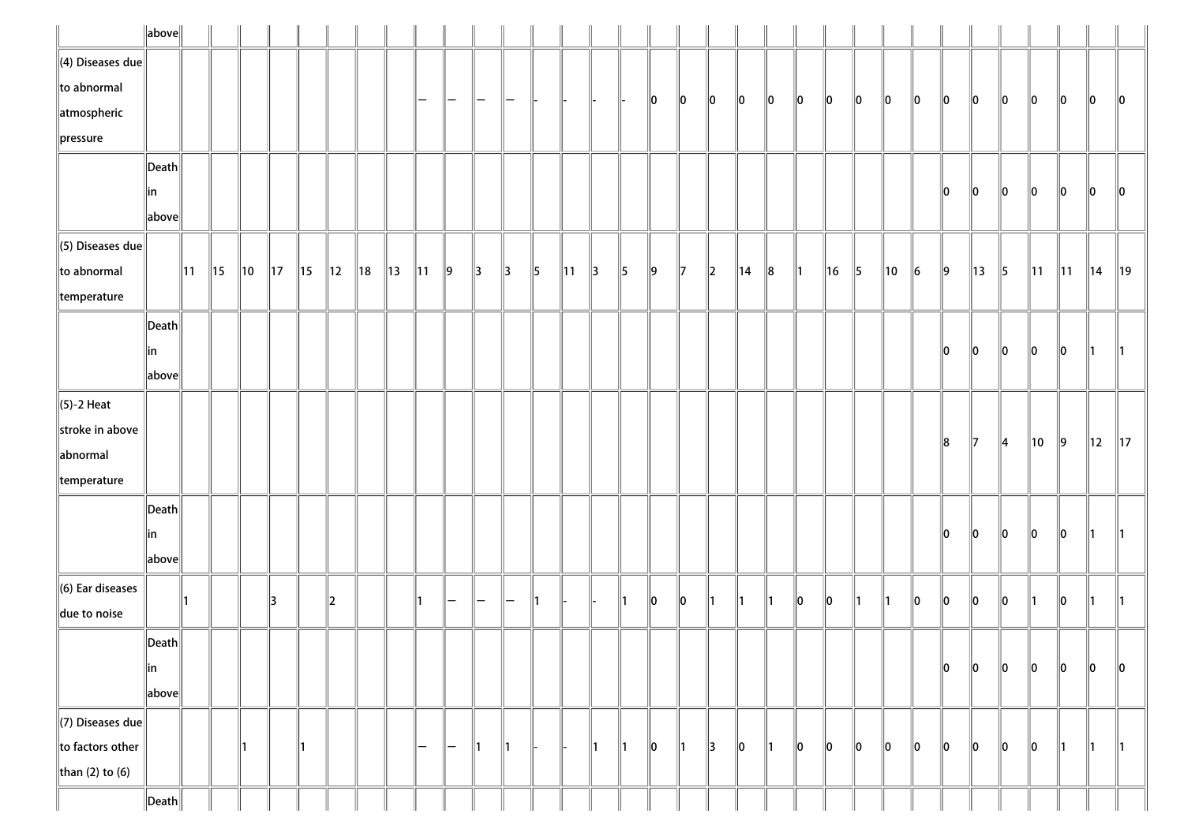| | above | | | | | | | | | | | | | | | | | | | | | | | | | | | | | | | | | |
|---|---|---|---|---|---|---|---|---|---|---|---|---|---|---|---|---|---|---|---|---|---|---|---|---|---|---|---|---|---|---|---|---|---|---|
| (4) Diseases due to abnormal atmospheric pressure | | | | | | | | | | — | — | — | — | - | - | - | - | 0 | 0 | 0 | 0 | 0 | 0 | 0 | 0 | 0 | 0 | 0 | 0 | 0 | 0 | 0 | 0 | 0 |
| | Death in above | | | | | | | | | | | | | | | | | | | | | | | | | | | 0 | 0 | 0 | 0 | 0 | 0 | 0 |
| (5) Diseases due to abnormal temperature | | 11 | 15 | 10 | 17 | 15 | 12 | 18 | 13 | 11 | 9 | 3 | 3 | 5 | 11 | 3 | 5 | 9 | 7 | 2 | 14 | 8 | 1 | 16 | 5 | 10 | 6 | 9 | 13 | 5 | 11 | 11 | 14 | 19 |
| | Death in above | | | | | | | | | | | | | | | | | | | | | | | | | | | 0 | 0 | 0 | 0 | 0 | 1 | 1 |
| (5)-2 Heat stroke in above abnormal temperature | | | | | | | | | | | | | | | | | | | | | | | | | | | | 8 | 7 | 4 | 10 | 9 | 12 | 17 |
| | Death in above | | | | | | | | | | | | | | | | | | | | | | | | | | | 0 | 0 | 0 | 0 | 0 | 1 | 1 |
| (6) Ear diseases due to noise | | 1 | | | 3 | | 2 | | | 1 | — | — | — | 1 | - | - | 1 | 0 | 0 | 1 | 1 | 1 | 0 | 0 | 1 | 1 | 0 | 0 | 0 | 0 | 1 | 0 | 1 | 1 |
| | Death in above | | | | | | | | | | | | | | | | | | | | | | | | | | | 0 | 0 | 0 | 0 | 0 | 0 | 0 |
| (7) Diseases due to factors other than (2) to (6) | | | | 1 | | 1 | | | | — | — | 1 | 1 | - | - | 1 | 1 | 0 | 1 | 3 | 0 | 1 | 0 | 0 | 0 | 0 | 0 | 0 | 0 | 0 | 0 | 1 | 1 | 1 |
| | Death | | | | | | | | | | | | | | | | | | | | | | | | | | | | | | | | | |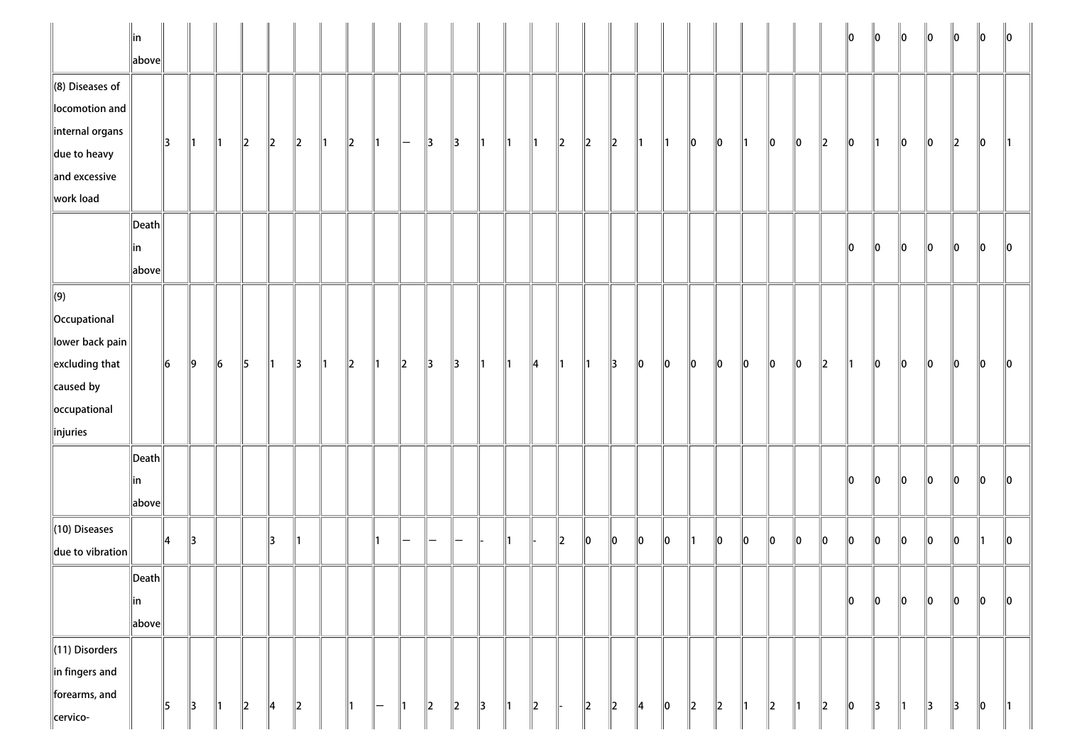| | | | | | | | | | | | | | | | | | | | | | | | | | | | | | | | | | | |
|---|---|---|---|---|---|---|---|---|---|---|---|---|---|---|---|---|---|---|---|---|---|---|---|---|---|---|---|---|---|---|---|---|---|---|
| | in above | | | | | | | | | | | | | | | | | | | | | | | | | | | 0 | 0 | 0 | 0 | 0 | 0 | 0 |
| (8) Diseases of locomotion and internal organs due to heavy and excessive work load | | 3 | 1 | 1 | 2 | 2 | 2 | 1 | 2 | 1 | — | 3 | 3 | 1 | 1 | 1 | 2 | 2 | 2 | 1 | 1 | 0 | 0 | 1 | 0 | 0 | 2 | 0 | 1 | 0 | 0 | 2 | 0 | 1 |
| | Death in above | | | | | | | | | | | | | | | | | | | | | | | | | | | 0 | 0 | 0 | 0 | 0 | 0 | 0 |
| (9) Occupational lower back pain excluding that caused by occupational injuries | | 6 | 9 | 6 | 5 | 1 | 3 | 1 | 2 | 1 | 2 | 3 | 3 | 1 | 1 | 4 | 1 | 1 | 3 | 0 | 0 | 0 | 0 | 0 | 0 | 0 | 2 | 1 | 0 | 0 | 0 | 0 | 0 | 0 |
| | Death in above | | | | | | | | | | | | | | | | | | | | | | | | | | | 0 | 0 | 0 | 0 | 0 | 0 | 0 |
| (10) Diseases due to vibration | | 4 | 3 | | | 3 | 1 | | | 1 | — | — | — | - | 1 | - | 2 | 0 | 0 | 0 | 0 | 1 | 0 | 0 | 0 | 0 | 0 | 0 | 0 | 0 | 0 | 0 | 1 | 0 |
| | Death in above | | | | | | | | | | | | | | | | | | | | | | | | | | | 0 | 0 | 0 | 0 | 0 | 0 | 0 |
| (11) Disorders in fingers and forearms, and cervico- | | 5 | 3 | 1 | 2 | 4 | 2 | | 1 | — | 1 | 2 | 2 | 3 | 1 | 2 | - | 2 | 2 | 4 | 0 | 2 | 2 | 1 | 2 | 1 | 2 | 0 | 3 | 1 | 3 | 3 | 0 | 1 |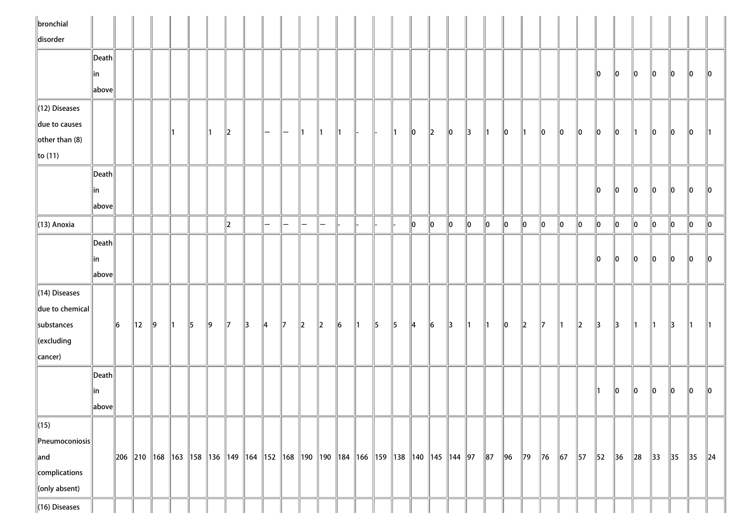| | | | | | | | | | | | | | | | | | | | | | | | | | | | | | | | | | | |
|---|---|---|---|---|---|---|---|---|---|---|---|---|---|---|---|---|---|---|---|---|---|---|---|---|---|---|---|---|---|---|---|---|---|---|
| bronchial disorder | | | | | | | | | | | | | | | | | | | | | | | | | | | | | | | | | | |
| | Death in above | | | | | | | | | | | | | | | | | | | | | | | | | | 0 | 0 | 0 | 0 | 0 | 0 | 0 |
| (12) Diseases due to causes other than (8) to (11) | | | | | 1 | | 1 | 2 | | — | — | 1 | 1 | 1 | - | - | 1 | 0 | 2 | 0 | 3 | 1 | 0 | 1 | 0 | 0 | 0 | 0 | 0 | 1 | 0 | 0 | 0 | 1 |
| | Death in above | | | | | | | | | | | | | | | | | | | | | | | | | | 0 | 0 | 0 | 0 | 0 | 0 | 0 |
| (13) Anoxia | | | | | | | | 2 | | — | — | — | — | - | - | - | - | 0 | 0 | 0 | 0 | 0 | 0 | 0 | 0 | 0 | 0 | 0 | 0 | 0 | 0 | 0 | 0 | 0 |
| | Death in above | | | | | | | | | | | | | | | | | | | | | | | | | | 0 | 0 | 0 | 0 | 0 | 0 | 0 |
| (14) Diseases due to chemical substances (excluding cancer) | | 6 | 12 | 9 | 1 | 5 | 9 | 7 | 3 | 4 | 7 | 2 | 2 | 6 | 1 | 5 | 5 | 4 | 6 | 3 | 1 | 1 | 0 | 2 | 7 | 1 | 2 | 3 | 3 | 1 | 1 | 3 | 1 | 1 |
| | Death in above | | | | | | | | | | | | | | | | | | | | | | | | | | 1 | 0 | 0 | 0 | 0 | 0 | 0 |
| (15) Pneumoconiosis and complications (only absent) | | 206 | 210 | 168 | 163 | 158 | 136 | 149 | 164 | 152 | 168 | 190 | 190 | 184 | 166 | 159 | 138 | 140 | 145 | 144 | 97 | 87 | 96 | 79 | 76 | 67 | 57 | 52 | 36 | 28 | 33 | 35 | 35 | 24 |
| (16) Diseases | | | | | | | | | | | | | | | | | | | | | | | | | | | | | | | | | | |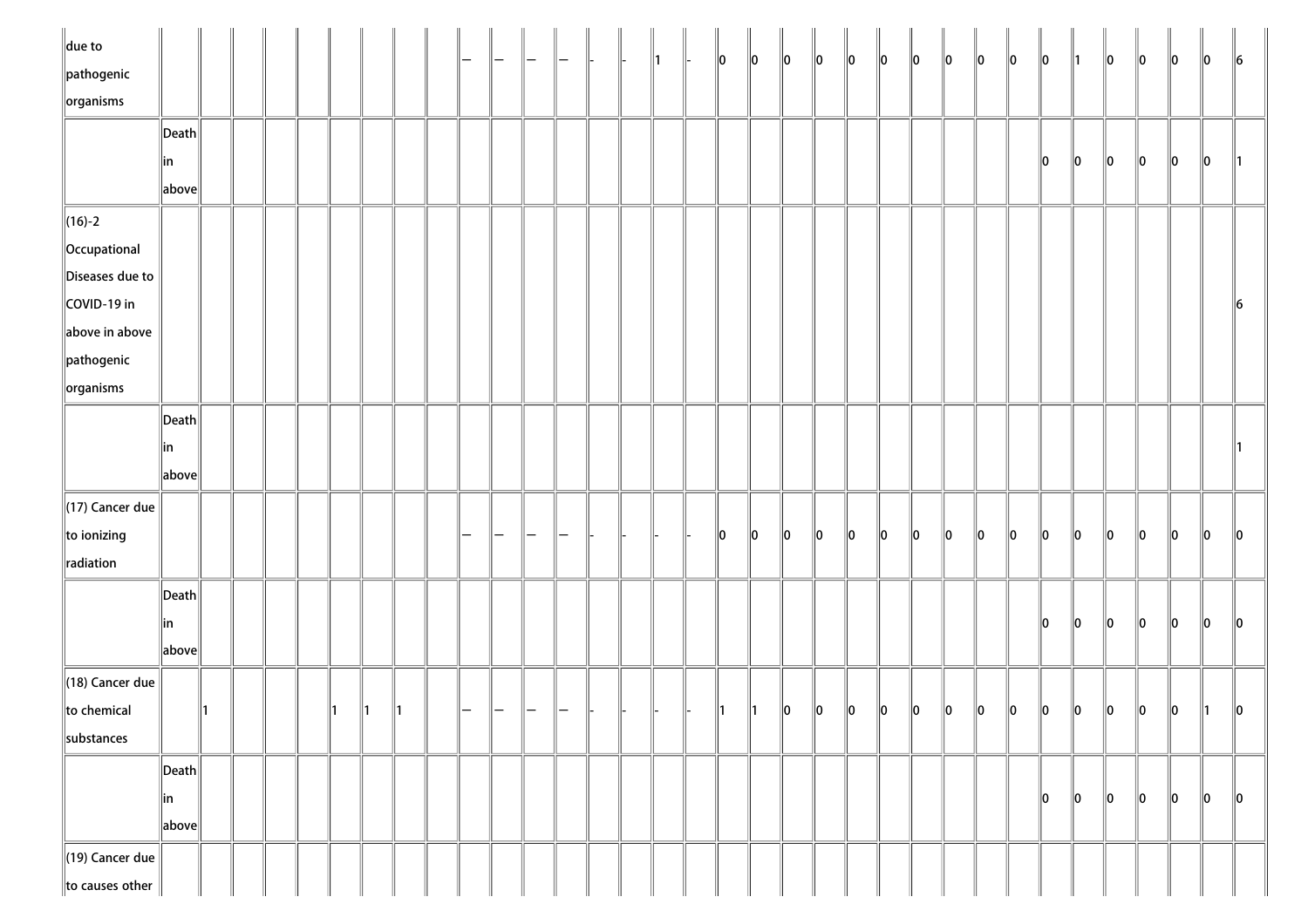| | | | | | | | | | | | | | | | | | | | | | | | | | | | | | | | | | | |
|---|---|---|---|---|---|---|---|---|---|---|---|---|---|---|---|---|---|---|---|---|---|---|---|---|---|---|---|---|---|---|---|---|---|---|
| due to pathogenic organisms | | | | | | | | | — | — | — | — | - | - | 1 | - | 0 | 0 | 0 | 0 | 0 | 0 | 0 | 0 | 0 | 0 | 0 | 1 | 0 | 0 | 0 | 0 | 6 |
| | Death in above | | | | | | | | | | | | | | | | | | | | | | | | | | 0 | 0 | 0 | 0 | 0 | 0 | 1 |
| (16)-2 Occupational Diseases due to COVID-19 in above in above pathogenic organisms | | | | | | | | | | | | | | | | | | | | | | | | | | | | | | | | | 6 |
| | Death in above | | | | | | | | | | | | | | | | | | | | | | | | | | | | | | | | 1 |
| (17) Cancer due to ionizing radiation | | | | | | | | | — | — | — | — | - | - | - | - | 0 | 0 | 0 | 0 | 0 | 0 | 0 | 0 | 0 | 0 | 0 | 0 | 0 | 0 | 0 | 0 | 0 |
| | Death in above | | | | | | | | | | | | | | | | | | | | | | | | | | 0 | 0 | 0 | 0 | 0 | 0 | 0 |
| (18) Cancer due to chemical substances | | 1 | | | | 1 | 1 | 1 | | — | — | — | — | - | - | - | - | 1 | 1 | 0 | 0 | 0 | 0 | 0 | 0 | 0 | 0 | 0 | 0 | 0 | 0 | 0 | 1 | 0 |
| | Death in above | | | | | | | | | | | | | | | | | | | | | | | | | | 0 | 0 | 0 | 0 | 0 | 0 | 0 |
| (19) Cancer due to causes other | | | | | | | | | | | | | | | | | | | | | | | | | | | | | | | | | |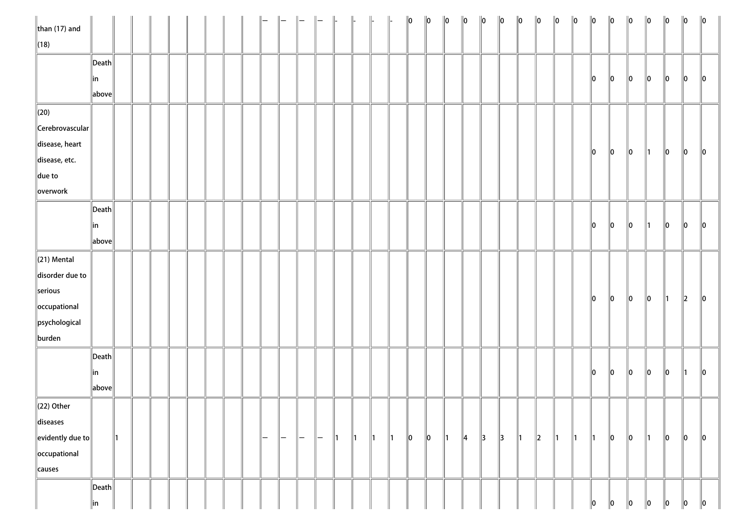| | | | | | | | | | | | | | | | | | | | | | | | | | | | | | | | | | | |
|---|---|---|---|---|---|---|---|---|---|---|---|---|---|---|---|---|---|---|---|---|---|---|---|---|---|---|---|---|---|---|---|---|---|---|
| than (17) and (18) | | | | | | | | | | — | — | — | — | - | - | - | - | 0 | 0 | 0 | 0 | 0 | 0 | 0 | 0 | 0 | 0 | 0 | 0 | 0 | 0 | 0 | 0 | 0 |
| | Death in above | | | | | | | | | | | | | | | | | | | | | | | | | | | 0 | 0 | 0 | 0 | 0 | 0 | 0 |
| (20) Cerebrovascular disease, heart disease, etc. due to overwork | | | | | | | | | | | | | | | | | | | | | | | | | | | | 0 | 0 | 0 | 1 | 0 | 0 | 0 |
| | Death in above | | | | | | | | | | | | | | | | | | | | | | | | | | | 0 | 0 | 0 | 1 | 0 | 0 | 0 |
| (21) Mental disorder due to serious occupational psychological burden | | | | | | | | | | | | | | | | | | | | | | | | | | | | 0 | 0 | 0 | 0 | 1 | 2 | 0 |
| | Death in above | | | | | | | | | | | | | | | | | | | | | | | | | | | 0 | 0 | 0 | 0 | 0 | 1 | 0 |
| (22) Other diseases evidently due to occupational causes | | 1 | | | | | | | | — | — | — | — | 1 | 1 | 1 | 1 | 0 | 0 | 1 | 4 | 3 | 3 | 1 | 2 | 1 | 1 | 1 | 0 | 0 | 1 | 0 | 0 | 0 |
| | Death in | | | | | | | | | | | | | | | | | | | | | | | | | | | 0 | 0 | 0 | 0 | 0 | 0 | 0 |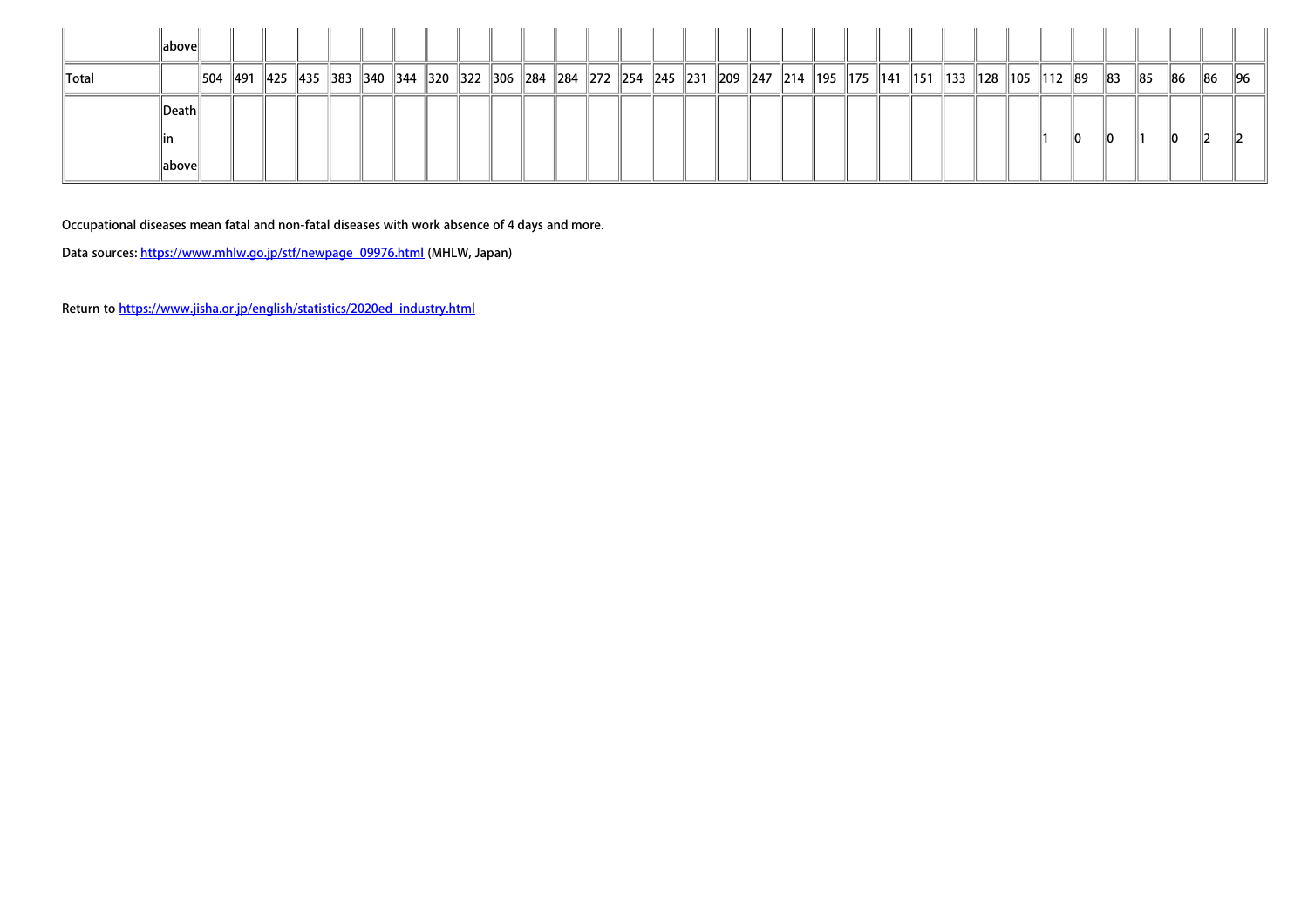| | | | | | | | | | | | | | | | | | | | | | | | | | | | | | | | | | | |
|---|---|---|---|---|---|---|---|---|---|---|---|---|---|---|---|---|---|---|---|---|---|---|---|---|---|---|---|---|---|---|---|---|---|---|
| | above | | | | | | | | | | | | | | | | | | | | | | | | | | | | | | | | | |
| Total | | 504 | 491 | 425 | 435 | 383 | 340 | 344 | 320 | 322 | 306 | 284 | 284 | 272 | 254 | 245 | 231 | 209 | 247 | 214 | 195 | 175 | 141 | 151 | 133 | 128 | 105 | 112 | 89 | 83 | 85 | 86 | 86 | 96 |
| | Death in above | | | | | | | | | | | | | | | | | | | | | | | | | | | 1 | 0 | 0 | 1 | 0 | 2 | 2 |

Occupational diseases mean fatal and non-fatal diseases with work absence of 4 days and more.

Data sources: https://www.mhlw.go.jp/stf/newpage_09976.html (MHLW, Japan)

Return to https://www.jisha.or.jp/english/statistics/2020ed_industry.html